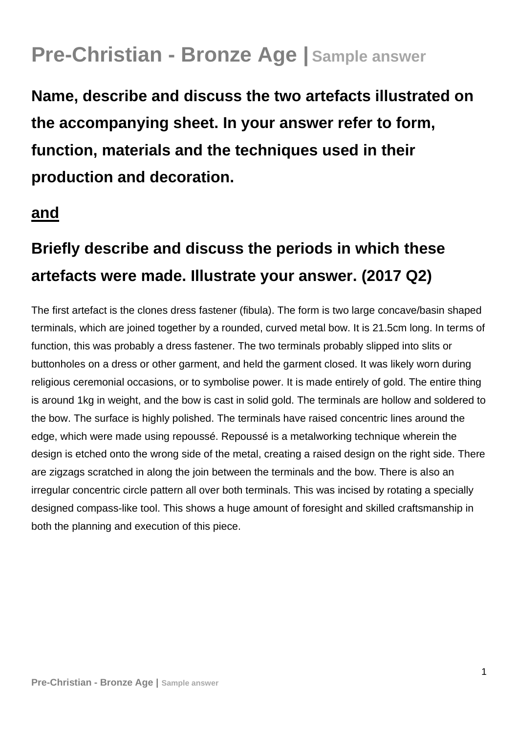# Pre-Christian - Bronze Age | Sample answer

## Name, describe and discuss the two artefacts illustrated on the accompanying sheet. In your answer refer to form, function, materials and the techniques used in their production and decoration.

## **and**

## Briefly describe and discuss the periods in which these artefacts were made. Illustrate your answer. (2017 Q2)

The first artefact is the clones dress fastener (fibula). The form is two large concave/basin shaped terminals, which are joined together by a rounded, curved metal bow. It is 21.5cm long. In terms of function, this was probably a dress fastener. The two terminals probably slipped into slits or buttonholes on a dress or other garment, and held the garment closed. It was likely worn during religious ceremonial occasions, or to symbolise power. It is made entirely of gold. The entire thing is around 1kg in weight, and the bow is cast in solid gold. The terminals are hollow and soldered to the bow. The surface is highly polished. The terminals have raised concentric lines around the edge, which were made using repoussé. Repoussé is a metalworking technique wherein the design is etched onto the wrong side of the metal, creating a raised design on the right side. There are zigzags scratched in along the join between the terminals and the bow. There is also an irregular concentric circle pattern all over both terminals. This was incised by rotating a specially designed compass-like tool. This shows a huge amount of foresight and skilled craftsmanship in both the planning and execution of this piece.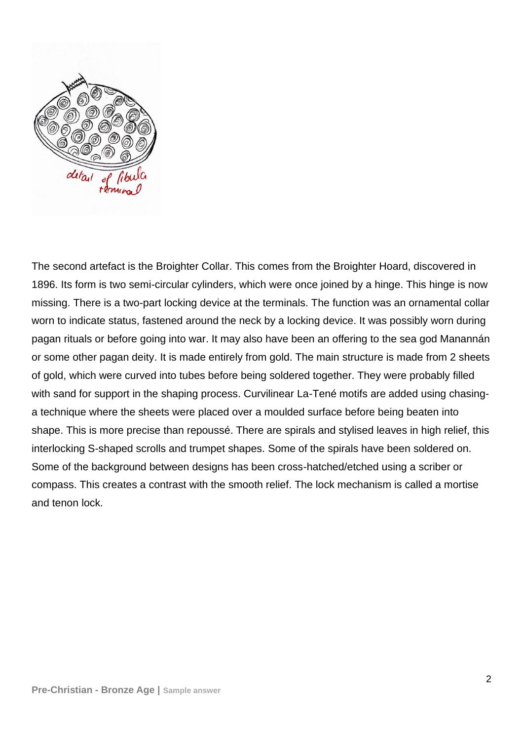detail of fibula terminal

The second artefact is the Broighter Collar. This comes from the Broighter Hoard, discovered in 1896. Its form is two semi-circular cylinders, which were once joined by a hinge. This hinge is now missing. There is a two-part locking device at the terminals. The function was an ornamental collar worn to indicate status, fastened around the neck by a locking device. It was possibly worn during pagan rituals or before going into war. It may also have been an offering to the sea god Manannán or some other pagan deity. It is made entirely from gold. The main structure is made from 2 sheets of gold, which were curved into tubes before being soldered together. They were probably filled with sand for support in the shaping process. Curvilinear La-Tené motifs are added using chasing- a technique where the sheets were placed over a moulded surface before being beaten into shape. This is more precise than repoussé. There are spirals and stylised leaves in high relief, this interlocking S-shaped scrolls and trumpet shapes. Some of the spirals have been soldered on. Some of the background between designs has been cross-hatched/etched using a scriber or compass. This creates a contrast with the smooth relief. The lock mechanism is called a mortise and tenon lock.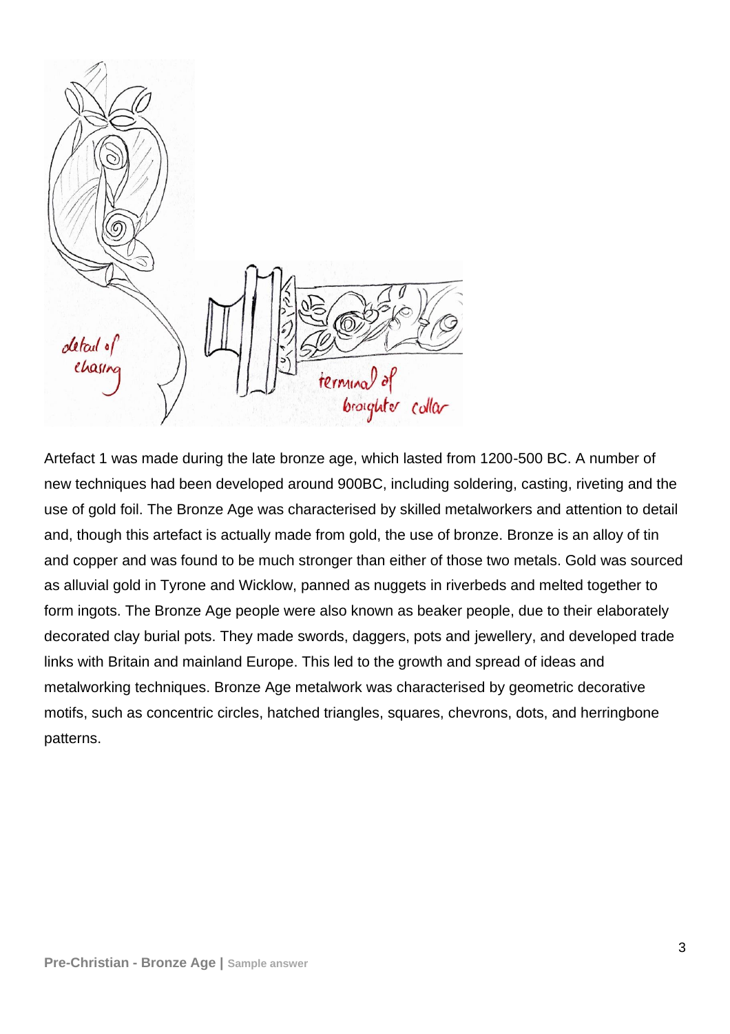detail of chasing

terminal of broighter collar

Artefact 1 was made during the late bronze age, which lasted from 1200-500 BC. A number of new techniques had been developed around 900BC, including soldering, casting, riveting and the use of gold foil. The Bronze Age was characterised by skilled metalworkers and attention to detail and, though this artefact is actually made from gold, the use of bronze. Bronze is an alloy of tin and copper and was found to be much stronger than either of those two metals. Gold was sourced as alluvial gold in Tyrone and Wicklow, panned as nuggets in riverbeds and melted together to form ingots. The Bronze Age people were also known as beaker people, due to their elaborately decorated clay burial pots. They made swords, daggers, pots and jewellery, and developed trade links with Britain and mainland Europe. This led to the growth and spread of ideas and metalworking techniques. Bronze Age metalwork was characterised by geometric decorative motifs, such as concentric circles, hatched triangles, squares, chevrons, dots, and herringbone patterns.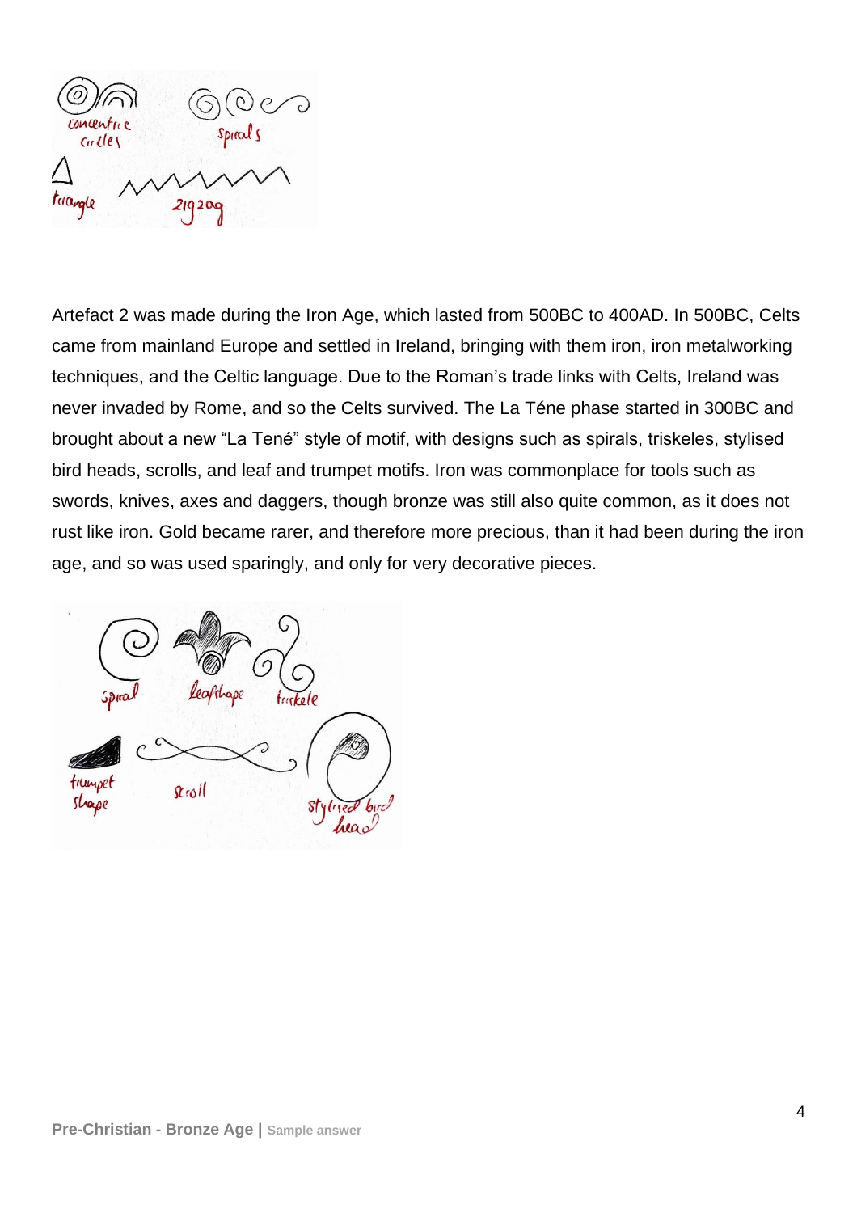Artefact 2 was made during the Iron Age, which lasted from 500BC to 400AD. In 500BC, Celts came from mainland Europe and settled in Ireland, bringing with them iron, iron metalworking techniques, and the Celtic language. Due to the Roman's trade links with Celts, Ireland was never invaded by Rome, and so the Celts survived. The La Téne phase started in 300BC and brought about a new "La Tené" style of motif, with designs such as spirals, triskeles, stylised bird heads, scrolls, and leaf and trumpet motifs. Iron was commonplace for tools such as swords, knives, axes and daggers, though bronze was still also quite common, as it does not rust like iron. Gold became rarer, and therefore more precious, than it had been during the iron age, and so was used sparingly, and only for very decorative pieces.